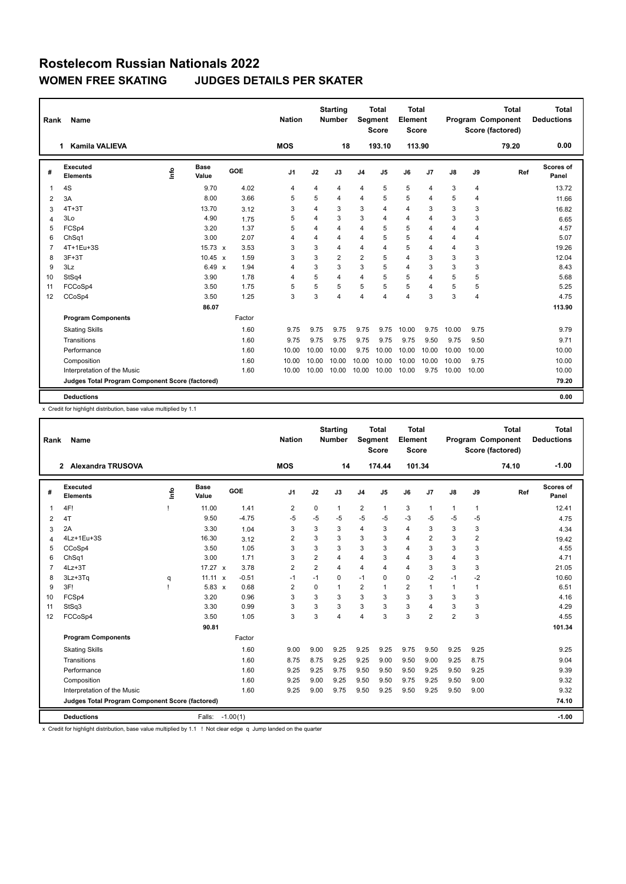# Rostelecom Russian Nationals 2022

## WOMEN FREE SKATING JUDGES DETAILS PER SKATER

| Rank | Name | Nation | Starting Number | Total Segment Score | Total Element Score | Total Program Component Score (factored) | Total Deductions |
|---|---|---|---|---|---|---|---|
| 1 | Kamila VALIEVA | MOS | 18 | 193.10 | 113.90 | 79.20 | 0.00 |

| # | Executed Elements | Info | Base Value | | GOE | J1 | J2 | J3 | J4 | J5 | J6 | J7 | J8 | J9 | Ref | Scores of Panel |
|---|---|---|---|---|---|---|---|---|---|---|---|---|---|---|---|---|
| 1 | 4S | | 9.70 | | 4.02 | 4 | 4 | 4 | 4 | 5 | 5 | 4 | 3 | 4 | | 13.72 |
| 2 | 3A | | 8.00 | | 3.66 | 5 | 5 | 4 | 4 | 5 | 5 | 4 | 5 | 4 | | 11.66 |
| 3 | 4T+3T | | 13.70 | | 3.12 | 3 | 4 | 3 | 3 | 4 | 4 | 3 | 3 | 3 | | 16.82 |
| 4 | 3Lo | | 4.90 | | 1.75 | 5 | 4 | 3 | 3 | 4 | 4 | 4 | 3 | 3 | | 6.65 |
| 5 | FCSp4 | | 3.20 | | 1.37 | 5 | 4 | 4 | 4 | 5 | 5 | 4 | 4 | 4 | | 4.57 |
| 6 | ChSq1 | | 3.00 | | 2.07 | 4 | 4 | 4 | 4 | 5 | 5 | 4 | 4 | 4 | | 5.07 |
| 7 | 4T+1Eu+3S | | 15.73 | x | 3.53 | 3 | 3 | 4 | 4 | 4 | 5 | 4 | 4 | 3 | | 19.26 |
| 8 | 3F+3T | | 10.45 | x | 1.59 | 3 | 3 | 2 | 2 | 5 | 4 | 3 | 3 | 3 | | 12.04 |
| 9 | 3Lz | | 6.49 | x | 1.94 | 4 | 3 | 3 | 3 | 5 | 4 | 3 | 3 | 3 | | 8.43 |
| 10 | StSq4 | | 3.90 | | 1.78 | 4 | 5 | 4 | 4 | 5 | 5 | 4 | 5 | 5 | | 5.68 |
| 11 | FCCoSp4 | | 3.50 | | 1.75 | 5 | 5 | 5 | 5 | 5 | 5 | 4 | 5 | 5 | | 5.25 |
| 12 | CCoSp4 | | 3.50 | | 1.25 | 3 | 3 | 4 | 4 | 4 | 4 | 3 | 3 | 4 | | 4.75 |
| | | | 86.07 | | | | | | | | | | | | | 113.90 |
| | **Program Components** | | | | Factor | | | | | | | | | | | |
| | Skating Skills | | | | 1.60 | 9.75 | 9.75 | 9.75 | 9.75 | 9.75 | 10.00 | 9.75 | 10.00 | 9.75 | | 9.79 |
| | Transitions | | | | 1.60 | 9.75 | 9.75 | 9.75 | 9.75 | 9.75 | 9.75 | 9.50 | 9.75 | 9.50 | | 9.71 |
| | Performance | | | | 1.60 | 10.00 | 10.00 | 10.00 | 9.75 | 10.00 | 10.00 | 10.00 | 10.00 | 10.00 | | 10.00 |
| | Composition | | | | 1.60 | 10.00 | 10.00 | 10.00 | 10.00 | 10.00 | 10.00 | 10.00 | 10.00 | 9.75 | | 10.00 |
| | Interpretation of the Music | | | | 1.60 | 10.00 | 10.00 | 10.00 | 10.00 | 10.00 | 10.00 | 9.75 | 10.00 | 10.00 | | 10.00 |
| | **Judges Total Program Component Score (factored)** | | | | | | | | | | | | | | | 79.20 |
| | **Deductions** | | | | | | | | | | | | | | | 0.00 |

x Credit for highlight distribution, base value multiplied by 1.1

| Rank | Name | Nation | Starting Number | Total Segment Score | Total Element Score | Total Program Component Score (factored) | Total Deductions |
|---|---|---|---|---|---|---|---|
| 2 | Alexandra TRUSOVA | MOS | 14 | 174.44 | 101.34 | 74.10 | -1.00 |

| # | Executed Elements | Info | Base Value | | GOE | J1 | J2 | J3 | J4 | J5 | J6 | J7 | J8 | J9 | Ref | Scores of Panel |
|---|---|---|---|---|---|---|---|---|---|---|---|---|---|---|---|---|
| 1 | 4F! | ! | 11.00 | | 1.41 | 2 | 0 | 1 | 2 | 1 | 3 | 1 | 1 | 1 | | 12.41 |
| 2 | 4T | | 9.50 | | -4.75 | -5 | -5 | -5 | -5 | -5 | -3 | -5 | -5 | -5 | | 4.75 |
| 3 | 2A | | 3.30 | | 1.04 | 3 | 3 | 3 | 4 | 3 | 4 | 3 | 3 | 3 | | 4.34 |
| 4 | 4Lz+1Eu+3S | | 16.30 | | 3.12 | 2 | 3 | 3 | 3 | 3 | 4 | 2 | 3 | 2 | | 19.42 |
| 5 | CCoSp4 | | 3.50 | | 1.05 | 3 | 3 | 3 | 3 | 3 | 4 | 3 | 3 | 3 | | 4.55 |
| 6 | ChSq1 | | 3.00 | | 1.71 | 3 | 2 | 4 | 4 | 3 | 4 | 3 | 4 | 3 | | 4.71 |
| 7 | 4Lz+3T | | 17.27 | x | 3.78 | 2 | 2 | 4 | 4 | 4 | 4 | 3 | 3 | 3 | | 21.05 |
| 8 | 3Lz+3Tq | q | 11.11 | x | -0.51 | -1 | -1 | 0 | -1 | 0 | 0 | -2 | -1 | -2 | | 10.60 |
| 9 | 3F! | ! | 5.83 | x | 0.68 | 2 | 0 | 1 | 2 | 1 | 2 | 1 | 1 | 1 | | 6.51 |
| 10 | FCSp4 | | 3.20 | | 0.96 | 3 | 3 | 3 | 3 | 3 | 3 | 3 | 3 | 3 | | 4.16 |
| 11 | StSq3 | | 3.30 | | 0.99 | 3 | 3 | 3 | 3 | 3 | 3 | 4 | 3 | 3 | | 4.29 |
| 12 | FCCoSp4 | | 3.50 | | 1.05 | 3 | 3 | 4 | 4 | 3 | 3 | 2 | 2 | 3 | | 4.55 |
| | | | 90.81 | | | | | | | | | | | | | 101.34 |
| | **Program Components** | | | | Factor | | | | | | | | | | | |
| | Skating Skills | | | | 1.60 | 9.00 | 9.00 | 9.25 | 9.25 | 9.25 | 9.75 | 9.50 | 9.25 | 9.25 | | 9.25 |
| | Transitions | | | | 1.60 | 8.75 | 8.75 | 9.25 | 9.25 | 9.00 | 9.50 | 9.00 | 9.25 | 8.75 | | 9.04 |
| | Performance | | | | 1.60 | 9.25 | 9.25 | 9.75 | 9.50 | 9.50 | 9.50 | 9.25 | 9.50 | 9.25 | | 9.39 |
| | Composition | | | | 1.60 | 9.25 | 9.00 | 9.25 | 9.50 | 9.50 | 9.75 | 9.25 | 9.50 | 9.00 | | 9.32 |
| | Interpretation of the Music | | | | 1.60 | 9.25 | 9.00 | 9.75 | 9.50 | 9.25 | 9.50 | 9.25 | 9.50 | 9.00 | | 9.32 |
| | **Judges Total Program Component Score (factored)** | | | | | | | | | | | | | | | 74.10 |
| | **Deductions** | | Falls: | | -1.00(1) | | | | | | | | | | | -1.00 |

x Credit for highlight distribution, base value multiplied by 1.1 ! Not clear edge q Jump landed on the quarter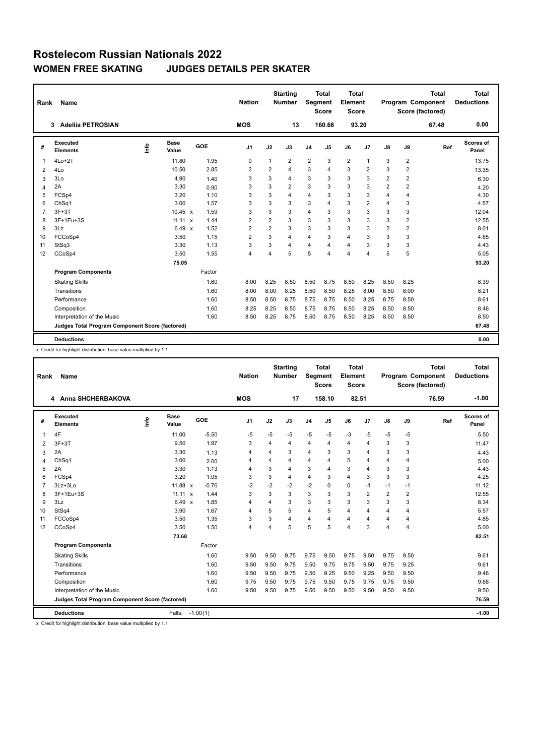# Rostelecom Russian Nationals 2022

## WOMEN FREE SKATING JUDGES DETAILS PER SKATER

| Rank | Name | Nation | Starting Number | Total Segment Score | Total Element Score | Total Program Component Score (factored) | Total Deductions |
|---|---|---|---|---|---|---|---|
| 3 | Adeliia PETROSIAN | MOS | 13 | 160.68 | 93.20 | 67.48 | 0.00 |

| # | Executed Elements | Info | Base Value | | GOE | J1 | J2 | J3 | J4 | J5 | J6 | J7 | J8 | J9 | Ref | Scores of Panel |
|---|---|---|---|---|---|---|---|---|---|---|---|---|---|---|---|---|
| 1 | 4Lo+2T | | 11.80 | | 1.95 | 0 | 1 | 2 | 2 | 3 | 2 | 1 | 3 | 2 | | 13.75 |
| 2 | 4Lo | | 10.50 | | 2.85 | 2 | 2 | 4 | 3 | 4 | 3 | 2 | 3 | 2 | | 13.35 |
| 3 | 3Lo | | 4.90 | | 1.40 | 3 | 3 | 4 | 3 | 3 | 3 | 3 | 2 | 2 | | 6.30 |
| 4 | 2A | | 3.30 | | 0.90 | 3 | 3 | 2 | 3 | 3 | 3 | 3 | 2 | 2 | | 4.20 |
| 5 | FCSp4 | | 3.20 | | 1.10 | 3 | 3 | 4 | 4 | 3 | 3 | 3 | 4 | 4 | | 4.30 |
| 6 | ChSq1 | | 3.00 | | 1.57 | 3 | 3 | 3 | 3 | 4 | 3 | 2 | 4 | 3 | | 4.57 |
| 7 | 3F+3T | | 10.45 | x | 1.59 | 3 | 3 | 3 | 4 | 3 | 3 | 3 | 3 | 3 | | 12.04 |
| 8 | 3F+1Eu+3S | | 11.11 | x | 1.44 | 2 | 2 | 3 | 3 | 3 | 3 | 3 | 3 | 2 | | 12.55 |
| 9 | 3Lz | | 6.49 | x | 1.52 | 2 | 2 | 3 | 3 | 3 | 3 | 3 | 2 | 2 | | 8.01 |
| 10 | FCCoSp4 | | 3.50 | | 1.15 | 2 | 3 | 4 | 4 | 3 | 4 | 3 | 3 | 3 | | 4.65 |
| 11 | StSq3 | | 3.30 | | 1.13 | 3 | 3 | 4 | 4 | 4 | 4 | 3 | 3 | 3 | | 4.43 |
| 12 | CCoSp4 | | 3.50 | | 1.55 | 4 | 4 | 5 | 5 | 4 | 4 | 4 | 5 | 5 | | 5.05 |
| | | | 75.05 | | | | | | | | | | | | | 93.20 |
| | **Program Components** | | | | Factor | | | | | | | | | | | |
| | Skating Skills | | | | 1.60 | 8.00 | 8.25 | 8.50 | 8.50 | 8.75 | 8.50 | 8.25 | 8.50 | 8.25 | | 8.39 |
| | Transitions | | | | 1.60 | 8.00 | 8.00 | 8.25 | 8.50 | 8.50 | 8.25 | 8.00 | 8.50 | 8.00 | | 8.21 |
| | Performance | | | | 1.60 | 8.50 | 8.50 | 8.75 | 8.75 | 8.75 | 8.50 | 8.25 | 8.75 | 8.50 | | 8.61 |
| | Composition | | | | 1.60 | 8.25 | 8.25 | 8.50 | 8.75 | 8.75 | 8.50 | 8.25 | 8.50 | 8.50 | | 8.46 |
| | Interpretation of the Music | | | | 1.60 | 8.50 | 8.25 | 8.75 | 8.50 | 8.75 | 8.50 | 8.25 | 8.50 | 8.50 | | 8.50 |
| | **Judges Total Program Component Score (factored)** | | | | | | | | | | | | | | | 67.48 |
| | **Deductions** | | | | | | | | | | | | | | | 0.00 |

x Credit for highlight distribution, base value multiplied by 1.1

| Rank | Name | Nation | Starting Number | Total Segment Score | Total Element Score | Total Program Component Score (factored) | Total Deductions |
|---|---|---|---|---|---|---|---|
| 4 | Anna SHCHERBAKOVA | MOS | 17 | 158.10 | 82.51 | 76.59 | -1.00 |

| # | Executed Elements | Info | Base Value | | GOE | J1 | J2 | J3 | J4 | J5 | J6 | J7 | J8 | J9 | Ref | Scores of Panel |
|---|---|---|---|---|---|---|---|---|---|---|---|---|---|---|---|---|
| 1 | 4F | | 11.00 | | -5.50 | -5 | -5 | -5 | -5 | -5 | -3 | -5 | -5 | -5 | | 5.50 |
| 2 | 3F+3T | | 9.50 | | 1.97 | 3 | 4 | 4 | 4 | 4 | 4 | 4 | 3 | 3 | | 11.47 |
| 3 | 2A | | 3.30 | | 1.13 | 4 | 4 | 3 | 4 | 3 | 3 | 4 | 3 | 3 | | 4.43 |
| 4 | ChSq1 | | 3.00 | | 2.00 | 4 | 4 | 4 | 4 | 4 | 5 | 4 | 4 | 4 | | 5.00 |
| 5 | 2A | | 3.30 | | 1.13 | 4 | 3 | 4 | 3 | 4 | 3 | 4 | 3 | 3 | | 4.43 |
| 6 | FCSp4 | | 3.20 | | 1.05 | 3 | 3 | 4 | 4 | 3 | 4 | 3 | 3 | 3 | | 4.25 |
| 7 | 3Lz+3Lo | | 11.88 | x | -0.76 | -2 | -2 | -2 | -2 | 0 | 0 | -1 | -1 | -1 | | 11.12 |
| 8 | 3F+1Eu+3S | | 11.11 | x | 1.44 | 3 | 3 | 3 | 3 | 3 | 3 | 2 | 2 | 2 | | 12.55 |
| 9 | 3Lz | | 6.49 | x | 1.85 | 4 | 4 | 3 | 3 | 3 | 3 | 3 | 3 | 3 | | 8.34 |
| 10 | StSq4 | | 3.90 | | 1.67 | 4 | 5 | 5 | 4 | 5 | 4 | 4 | 4 | 4 | | 5.57 |
| 11 | FCCoSp4 | | 3.50 | | 1.35 | 3 | 3 | 4 | 4 | 4 | 4 | 4 | 4 | 4 | | 4.85 |
| 12 | CCoSp4 | | 3.50 | | 1.50 | 4 | 4 | 5 | 5 | 5 | 4 | 3 | 4 | 4 | | 5.00 |
| | | | 73.68 | | | | | | | | | | | | | 82.51 |
| | **Program Components** | | | | Factor | | | | | | | | | | | |
| | Skating Skills | | | | 1.60 | 9.50 | 9.50 | 9.75 | 9.75 | 9.50 | 9.75 | 9.50 | 9.75 | 9.50 | | 9.61 |
| | Transitions | | | | 1.60 | 9.50 | 9.50 | 9.75 | 9.50 | 9.75 | 9.75 | 9.50 | 9.75 | 9.25 | | 9.61 |
| | Performance | | | | 1.60 | 9.50 | 9.50 | 9.75 | 9.50 | 9.25 | 9.50 | 9.25 | 9.50 | 9.50 | | 9.46 |
| | Composition | | | | 1.60 | 9.75 | 9.50 | 9.75 | 9.75 | 9.50 | 9.75 | 9.75 | 9.75 | 9.50 | | 9.68 |
| | Interpretation of the Music | | | | 1.60 | 9.50 | 9.50 | 9.75 | 9.50 | 9.50 | 9.50 | 9.50 | 9.50 | 9.50 | | 9.50 |
| | **Judges Total Program Component Score (factored)** | | | | | | | | | | | | | | | 76.59 |
| | **Deductions** | Falls: | -1.00(1) | | | | | | | | | | | | | -1.00 |

x Credit for highlight distribution, base value multiplied by 1.1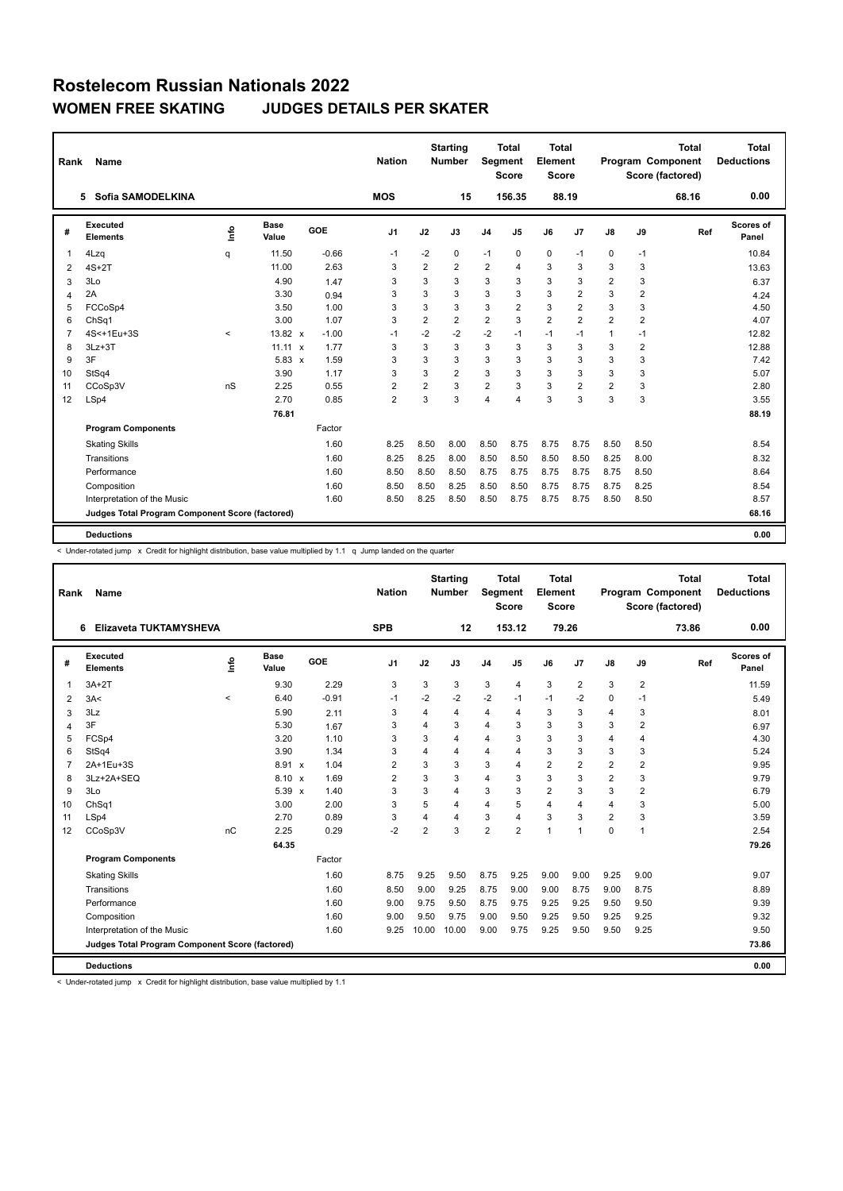# Rostelecom Russian Nationals 2022

## WOMEN FREE SKATING JUDGES DETAILS PER SKATER

| Rank | Name | Nation | Starting Number | Total Segment Score | Total Element Score | Total Program Component Score (factored) | Total Deductions |
|---|---|---|---|---|---|---|---|
| 5 | Sofia SAMODELKINA | MOS | 15 | 156.35 | 88.19 | 68.16 | 0.00 |

| # | Executed Elements | Info | Base Value | | GOE | J1 | J2 | J3 | J4 | J5 | J6 | J7 | J8 | J9 | Ref | Scores of Panel |
|---|---|---|---|---|---|---|---|---|---|---|---|---|---|---|---|---|
| 1 | 4Lzq | q | 11.50 | | -0.66 | -1 | -2 | 0 | -1 | 0 | 0 | -1 | 0 | -1 | | 10.84 |
| 2 | 4S+2T | | 11.00 | | 2.63 | 3 | 2 | 2 | 2 | 4 | 3 | 3 | 3 | 3 | | 13.63 |
| 3 | 3Lo | | 4.90 | | 1.47 | 3 | 3 | 3 | 3 | 3 | 3 | 3 | 2 | 3 | | 6.37 |
| 4 | 2A | | 3.30 | | 0.94 | 3 | 3 | 3 | 3 | 3 | 3 | 2 | 3 | 2 | | 4.24 |
| 5 | FCCoSp4 | | 3.50 | | 1.00 | 3 | 3 | 3 | 3 | 2 | 3 | 2 | 3 | 3 | | 4.50 |
| 6 | ChSq1 | | 3.00 | | 1.07 | 3 | 2 | 2 | 2 | 3 | 2 | 2 | 2 | 2 | | 4.07 |
| 7 | 4S<+1Eu+3S | < | 13.82 | x | -1.00 | -1 | -2 | -2 | -2 | -1 | -1 | -1 | 1 | -1 | | 12.82 |
| 8 | 3Lz+3T | | 11.11 | x | 1.77 | 3 | 3 | 3 | 3 | 3 | 3 | 3 | 3 | 2 | | 12.88 |
| 9 | 3F | | 5.83 | x | 1.59 | 3 | 3 | 3 | 3 | 3 | 3 | 3 | 3 | 3 | | 7.42 |
| 10 | StSq4 | | 3.90 | | 1.17 | 3 | 3 | 2 | 3 | 3 | 3 | 3 | 3 | 3 | | 5.07 |
| 11 | CCoSp3V | nS | 2.25 | | 0.55 | 2 | 2 | 3 | 2 | 3 | 3 | 2 | 2 | 3 | | 2.80 |
| 12 | LSp4 | | 2.70 | | 0.85 | 2 | 3 | 3 | 4 | 4 | 3 | 3 | 3 | 3 | | 3.55 |
| | | | 76.81 | | | | | | | | | | | | | 88.19 |

| Program Components | Factor | J1 | J2 | J3 | J4 | J5 | J6 | J7 | J8 | J9 | Ref | Scores of Panel |
|---|---|---|---|---|---|---|---|---|---|---|---|---|
| Skating Skills | 1.60 | 8.25 | 8.50 | 8.00 | 8.50 | 8.75 | 8.75 | 8.75 | 8.50 | 8.50 | | 8.54 |
| Transitions | 1.60 | 8.25 | 8.25 | 8.00 | 8.50 | 8.50 | 8.50 | 8.50 | 8.25 | 8.00 | | 8.32 |
| Performance | 1.60 | 8.50 | 8.50 | 8.50 | 8.75 | 8.75 | 8.75 | 8.75 | 8.75 | 8.50 | | 8.64 |
| Composition | 1.60 | 8.50 | 8.50 | 8.25 | 8.50 | 8.50 | 8.75 | 8.75 | 8.75 | 8.25 | | 8.54 |
| Interpretation of the Music | 1.60 | 8.50 | 8.25 | 8.50 | 8.50 | 8.75 | 8.75 | 8.75 | 8.50 | 8.50 | | 8.57 |
| Judges Total Program Component Score (factored) | | | | | | | | | | | | 68.16 |
| **Deductions** | | | | | | | | | | | | 0.00 |

< Under-rotated jump x Credit for highlight distribution, base value multiplied by 1.1 q Jump landed on the quarter

| Rank | Name | Nation | Starting Number | Total Segment Score | Total Element Score | Total Program Component Score (factored) | Total Deductions |
|---|---|---|---|---|---|---|---|
| 6 | Elizaveta TUKTAMYSHEVA | SPB | 12 | 153.12 | 79.26 | 73.86 | 0.00 |

| # | Executed Elements | Info | Base Value | | GOE | J1 | J2 | J3 | J4 | J5 | J6 | J7 | J8 | J9 | Ref | Scores of Panel |
|---|---|---|---|---|---|---|---|---|---|---|---|---|---|---|---|---|
| 1 | 3A+2T | | 9.30 | | 2.29 | 3 | 3 | 3 | 3 | 4 | 3 | 2 | 3 | 2 | | 11.59 |
| 2 | 3A< | < | 6.40 | | -0.91 | -1 | -2 | -2 | -2 | -1 | -1 | -2 | 0 | -1 | | 5.49 |
| 3 | 3Lz | | 5.90 | | 2.11 | 3 | 4 | 4 | 4 | 4 | 3 | 3 | 4 | 3 | | 8.01 |
| 4 | 3F | | 5.30 | | 1.67 | 3 | 4 | 3 | 4 | 3 | 3 | 3 | 3 | 2 | | 6.97 |
| 5 | FCSp4 | | 3.20 | | 1.10 | 3 | 3 | 4 | 4 | 3 | 3 | 3 | 4 | 4 | | 4.30 |
| 6 | StSq4 | | 3.90 | | 1.34 | 3 | 4 | 4 | 4 | 4 | 3 | 3 | 3 | 3 | | 5.24 |
| 7 | 2A+1Eu+3S | | 8.91 | x | 1.04 | 2 | 3 | 3 | 3 | 4 | 2 | 2 | 2 | 2 | | 9.95 |
| 8 | 3Lz+2A+SEQ | | 8.10 | x | 1.69 | 2 | 3 | 3 | 4 | 3 | 3 | 3 | 2 | 3 | | 9.79 |
| 9 | 3Lo | | 5.39 | x | 1.40 | 3 | 3 | 4 | 3 | 3 | 2 | 3 | 3 | 2 | | 6.79 |
| 10 | ChSq1 | | 3.00 | | 2.00 | 3 | 5 | 4 | 4 | 5 | 4 | 4 | 4 | 3 | | 5.00 |
| 11 | LSp4 | | 2.70 | | 0.89 | 3 | 4 | 4 | 3 | 4 | 3 | 3 | 2 | 3 | | 3.59 |
| 12 | CCoSp3V | nC | 2.25 | | 0.29 | -2 | 2 | 3 | 2 | 2 | 1 | 1 | 0 | 1 | | 2.54 |
| | | | 64.35 | | | | | | | | | | | | | 79.26 |

| Program Components | Factor | J1 | J2 | J3 | J4 | J5 | J6 | J7 | J8 | J9 | Ref | Scores of Panel |
|---|---|---|---|---|---|---|---|---|---|---|---|---|
| Skating Skills | 1.60 | 8.75 | 9.25 | 9.50 | 8.75 | 9.25 | 9.00 | 9.00 | 9.25 | 9.00 | | 9.07 |
| Transitions | 1.60 | 8.50 | 9.00 | 9.25 | 8.75 | 9.00 | 9.00 | 8.75 | 9.00 | 8.75 | | 8.89 |
| Performance | 1.60 | 9.00 | 9.75 | 9.50 | 8.75 | 9.75 | 9.25 | 9.25 | 9.50 | 9.50 | | 9.39 |
| Composition | 1.60 | 9.00 | 9.50 | 9.75 | 9.00 | 9.50 | 9.25 | 9.50 | 9.25 | 9.25 | | 9.32 |
| Interpretation of the Music | 1.60 | 9.25 | 10.00 | 10.00 | 9.00 | 9.75 | 9.25 | 9.50 | 9.50 | 9.25 | | 9.50 |
| Judges Total Program Component Score (factored) | | | | | | | | | | | | 73.86 |
| **Deductions** | | | | | | | | | | | | 0.00 |

< Under-rotated jump x Credit for highlight distribution, base value multiplied by 1.1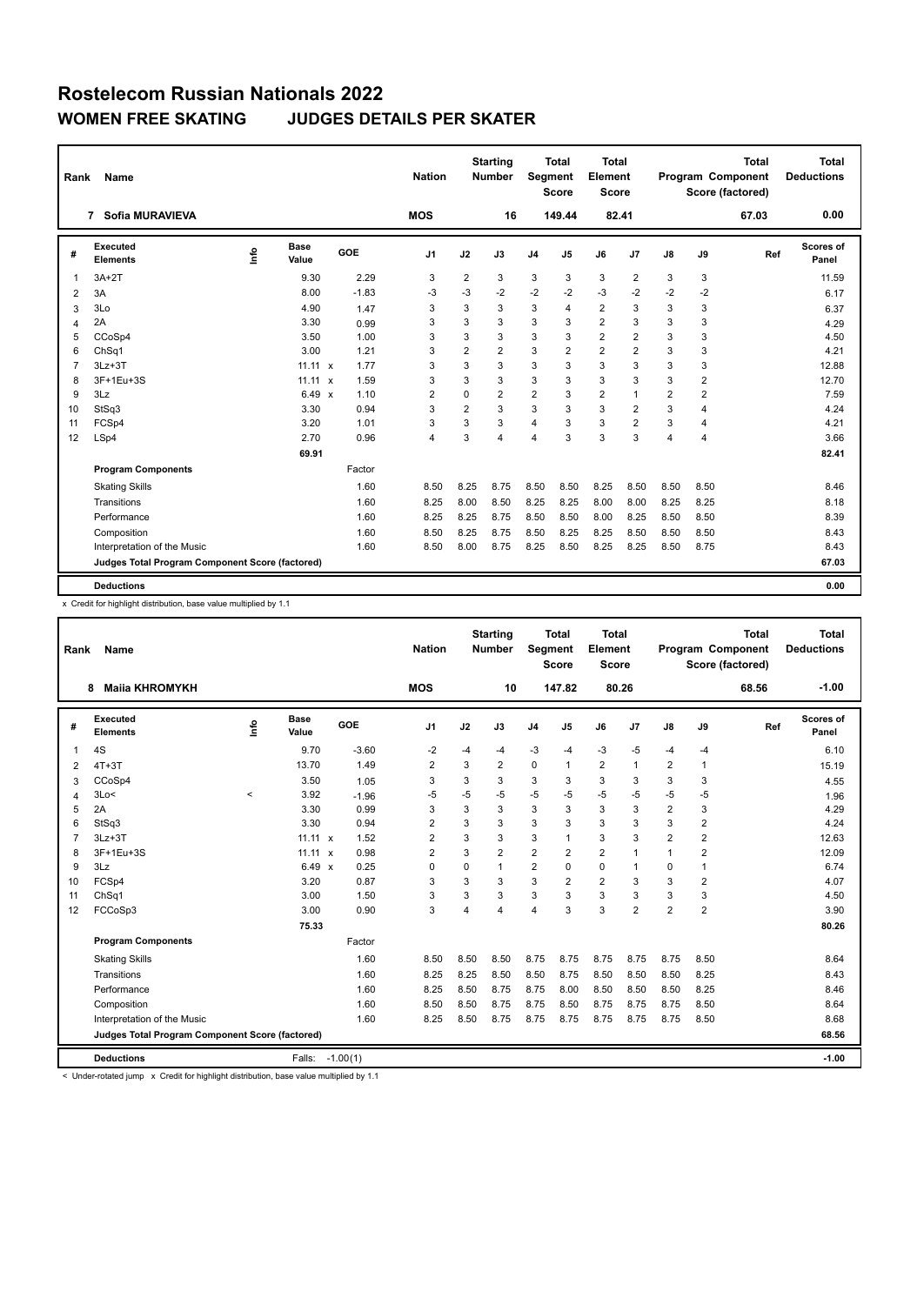# Rostelecom Russian Nationals 2022

## WOMEN FREE SKATING JUDGES DETAILS PER SKATER

| Rank | Name | Nation | Starting Number | Total Segment Score | Total Element Score | Total Program Component Score (factored) | Total Deductions |
|---|---|---|---|---|---|---|---|
| 7 | Sofia MURAVIEVA | MOS | 16 | 149.44 | 82.41 | 67.03 | 0.00 |

| # | Executed Elements | Info | Base Value | | GOE | J1 | J2 | J3 | J4 | J5 | J6 | J7 | J8 | J9 | Ref | Scores of Panel |
|---|---|---|---|---|---|---|---|---|---|---|---|---|---|---|---|---|
| 1 | 3A+2T | | 9.30 | | 2.29 | 3 | 2 | 3 | 3 | 3 | 3 | 2 | 3 | 3 | | 11.59 |
| 2 | 3A | | 8.00 | | -1.83 | -3 | -3 | -2 | -2 | -2 | -3 | -2 | -2 | -2 | | 6.17 |
| 3 | 3Lo | | 4.90 | | 1.47 | 3 | 3 | 3 | 3 | 4 | 2 | 3 | 3 | 3 | | 6.37 |
| 4 | 2A | | 3.30 | | 0.99 | 3 | 3 | 3 | 3 | 3 | 2 | 3 | 3 | 3 | | 4.29 |
| 5 | CCoSp4 | | 3.50 | | 1.00 | 3 | 3 | 3 | 3 | 3 | 2 | 2 | 3 | 3 | | 4.50 |
| 6 | ChSq1 | | 3.00 | | 1.21 | 3 | 2 | 2 | 3 | 2 | 2 | 2 | 3 | 3 | | 4.21 |
| 7 | 3Lz+3T | | 11.11 | x | 1.77 | 3 | 3 | 3 | 3 | 3 | 3 | 3 | 3 | 3 | | 12.88 |
| 8 | 3F+1Eu+3S | | 11.11 | x | 1.59 | 3 | 3 | 3 | 3 | 3 | 3 | 3 | 3 | 2 | | 12.70 |
| 9 | 3Lz | | 6.49 | x | 1.10 | 2 | 0 | 2 | 2 | 3 | 2 | 1 | 2 | 2 | | 7.59 |
| 10 | StSq3 | | 3.30 | | 0.94 | 3 | 2 | 3 | 3 | 3 | 3 | 2 | 3 | 4 | | 4.24 |
| 11 | FCSp4 | | 3.20 | | 1.01 | 3 | 3 | 3 | 4 | 3 | 3 | 2 | 3 | 4 | | 4.21 |
| 12 | LSp4 | | 2.70 | | 0.96 | 4 | 3 | 4 | 4 | 3 | 3 | 3 | 4 | 4 | | 3.66 |
| | | | 69.91 | | | | | | | | | | | | | 82.41 |
| | **Program Components** | | | | Factor | | | | | | | | | | | |
| | Skating Skills | | | | 1.60 | 8.50 | 8.25 | 8.75 | 8.50 | 8.50 | 8.25 | 8.50 | 8.50 | 8.50 | | 8.46 |
| | Transitions | | | | 1.60 | 8.25 | 8.00 | 8.50 | 8.25 | 8.25 | 8.00 | 8.00 | 8.25 | 8.25 | | 8.18 |
| | Performance | | | | 1.60 | 8.25 | 8.25 | 8.75 | 8.50 | 8.50 | 8.00 | 8.25 | 8.50 | 8.50 | | 8.39 |
| | Composition | | | | 1.60 | 8.50 | 8.25 | 8.75 | 8.50 | 8.25 | 8.25 | 8.50 | 8.50 | 8.50 | | 8.43 |
| | Interpretation of the Music | | | | 1.60 | 8.50 | 8.00 | 8.75 | 8.25 | 8.50 | 8.25 | 8.25 | 8.50 | 8.75 | | 8.43 |
| | **Judges Total Program Component Score (factored)** | | | | | | | | | | | | | | | 67.03 |
| | **Deductions** | | | | | | | | | | | | | | | 0.00 |

x Credit for highlight distribution, base value multiplied by 1.1

| Rank | Name | Nation | Starting Number | Total Segment Score | Total Element Score | Total Program Component Score (factored) | Total Deductions |
|---|---|---|---|---|---|---|---|
| 8 | Maiia KHROMYKH | MOS | 10 | 147.82 | 80.26 | 68.56 | -1.00 |

| # | Executed Elements | Info | Base Value | | GOE | J1 | J2 | J3 | J4 | J5 | J6 | J7 | J8 | J9 | Ref | Scores of Panel |
|---|---|---|---|---|---|---|---|---|---|---|---|---|---|---|---|---|
| 1 | 4S | | 9.70 | | -3.60 | -2 | -4 | -4 | -3 | -4 | -3 | -5 | -4 | -4 | | 6.10 |
| 2 | 4T+3T | | 13.70 | | 1.49 | 2 | 3 | 2 | 0 | 1 | 2 | 1 | 2 | 1 | | 15.19 |
| 3 | CCoSp4 | | 3.50 | | 1.05 | 3 | 3 | 3 | 3 | 3 | 3 | 3 | 3 | 3 | | 4.55 |
| 4 | 3Lo< | < | 3.92 | | -1.96 | -5 | -5 | -5 | -5 | -5 | -5 | -5 | -5 | -5 | | 1.96 |
| 5 | 2A | | 3.30 | | 0.99 | 3 | 3 | 3 | 3 | 3 | 3 | 3 | 2 | 3 | | 4.29 |
| 6 | StSq3 | | 3.30 | | 0.94 | 2 | 3 | 3 | 3 | 3 | 3 | 3 | 3 | 2 | | 4.24 |
| 7 | 3Lz+3T | | 11.11 | x | 1.52 | 2 | 3 | 3 | 3 | 1 | 3 | 3 | 2 | 2 | | 12.63 |
| 8 | 3F+1Eu+3S | | 11.11 | x | 0.98 | 2 | 3 | 2 | 2 | 2 | 2 | 1 | 1 | 2 | | 12.09 |
| 9 | 3Lz | | 6.49 | x | 0.25 | 0 | 0 | 1 | 2 | 0 | 0 | 1 | 0 | 1 | | 6.74 |
| 10 | FCSp4 | | 3.20 | | 0.87 | 3 | 3 | 3 | 3 | 2 | 2 | 3 | 3 | 2 | | 4.07 |
| 11 | ChSq1 | | 3.00 | | 1.50 | 3 | 3 | 3 | 3 | 3 | 3 | 3 | 3 | 3 | | 4.50 |
| 12 | FCCoSp3 | | 3.00 | | 0.90 | 3 | 4 | 4 | 4 | 3 | 3 | 2 | 2 | 2 | | 3.90 |
| | | | 75.33 | | | | | | | | | | | | | 80.26 |
| | **Program Components** | | | | Factor | | | | | | | | | | | |
| | Skating Skills | | | | 1.60 | 8.50 | 8.50 | 8.50 | 8.75 | 8.75 | 8.75 | 8.75 | 8.75 | 8.50 | | 8.64 |
| | Transitions | | | | 1.60 | 8.25 | 8.25 | 8.50 | 8.50 | 8.75 | 8.50 | 8.50 | 8.50 | 8.25 | | 8.43 |
| | Performance | | | | 1.60 | 8.25 | 8.50 | 8.75 | 8.75 | 8.00 | 8.50 | 8.50 | 8.50 | 8.25 | | 8.46 |
| | Composition | | | | 1.60 | 8.50 | 8.50 | 8.75 | 8.75 | 8.50 | 8.75 | 8.75 | 8.75 | 8.50 | | 8.64 |
| | Interpretation of the Music | | | | 1.60 | 8.25 | 8.50 | 8.75 | 8.75 | 8.75 | 8.75 | 8.75 | 8.75 | 8.50 | | 8.68 |
| | **Judges Total Program Component Score (factored)** | | | | | | | | | | | | | | | 68.56 |
| | **Deductions** | | Falls: | | -1.00(1) | | | | | | | | | | | -1.00 |

< Under-rotated jump x Credit for highlight distribution, base value multiplied by 1.1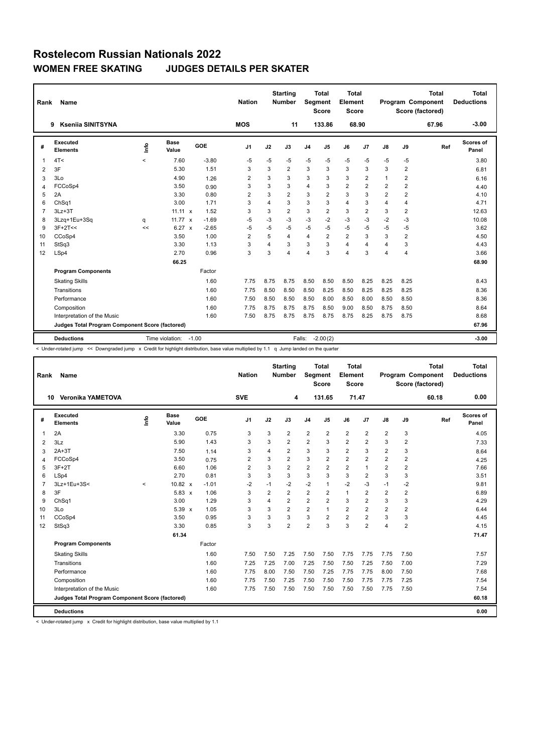# Rostelecom Russian Nationals 2022

## WOMEN FREE SKATING JUDGES DETAILS PER SKATER

| Rank | Name | Nation | Starting Number | Total Segment Score | Total Element Score | Total Program Component Score (factored) | Total Deductions |
|---|---|---|---|---|---|---|---|
| 9 | Kseniia SINITSYNA | MOS | 11 | 133.86 | 68.90 | 67.96 | -3.00 |

| # | Executed Elements | Info | Base Value | | GOE | J1 | J2 | J3 | J4 | J5 | J6 | J7 | J8 | J9 | Ref | Scores of Panel |
|---|---|---|---|---|---|---|---|---|---|---|---|---|---|---|---|---|
| 1 | 4T< | < | 7.60 | | -3.80 | -5 | -5 | -5 | -5 | -5 | -5 | -5 | -5 | -5 | | 3.80 |
| 2 | 3F | | 5.30 | | 1.51 | 3 | 3 | 2 | 3 | 3 | 3 | 3 | 3 | 2 | | 6.81 |
| 3 | 3Lo | | 4.90 | | 1.26 | 2 | 3 | 3 | 3 | 3 | 3 | 2 | 1 | 2 | | 6.16 |
| 4 | FCCoSp4 | | 3.50 | | 0.90 | 3 | 3 | 3 | 4 | 3 | 2 | 2 | 2 | 2 | | 4.40 |
| 5 | 2A | | 3.30 | | 0.80 | 2 | 3 | 2 | 3 | 2 | 3 | 3 | 2 | 2 | | 4.10 |
| 6 | ChSq1 | | 3.00 | | 1.71 | 3 | 4 | 3 | 3 | 3 | 4 | 3 | 4 | 4 | | 4.71 |
| 7 | 3Lz+3T | | 11.11 | x | 1.52 | 3 | 3 | 2 | 3 | 2 | 3 | 2 | 3 | 2 | | 12.63 |
| 8 | 3Lzq+1Eu+3Sq | q | 11.77 | x | -1.69 | -5 | -3 | -3 | -3 | -2 | -3 | -3 | -2 | -3 | | 10.08 |
| 9 | 3F+2T<< | << | 6.27 | x | -2.65 | -5 | -5 | -5 | -5 | -5 | -5 | -5 | -5 | -5 | | 3.62 |
| 10 | CCoSp4 | | 3.50 | | 1.00 | 2 | 5 | 4 | 4 | 2 | 2 | 3 | 3 | 2 | | 4.50 |
| 11 | StSq3 | | 3.30 | | 1.13 | 3 | 4 | 3 | 3 | 3 | 4 | 4 | 4 | 3 | | 4.43 |
| 12 | LSp4 | | 2.70 | | 0.96 | 3 | 3 | 4 | 4 | 3 | 4 | 3 | 4 | 4 | | 3.66 |
| | | | 66.25 | | | | | | | | | | | | | 68.90 |
| | **Program Components** | | | | Factor | | | | | | | | | | | |
| | Skating Skills | | | | 1.60 | 7.75 | 8.75 | 8.75 | 8.50 | 8.50 | 8.50 | 8.25 | 8.25 | 8.25 | | 8.43 |
| | Transitions | | | | 1.60 | 7.75 | 8.50 | 8.50 | 8.50 | 8.25 | 8.50 | 8.25 | 8.25 | 8.25 | | 8.36 |
| | Performance | | | | 1.60 | 7.50 | 8.50 | 8.50 | 8.50 | 8.00 | 8.50 | 8.00 | 8.50 | 8.50 | | 8.36 |
| | Composition | | | | 1.60 | 7.75 | 8.75 | 8.75 | 8.75 | 8.50 | 9.00 | 8.50 | 8.75 | 8.50 | | 8.64 |
| | Interpretation of the Music | | | | 1.60 | 7.50 | 8.75 | 8.75 | 8.75 | 8.75 | 8.75 | 8.25 | 8.75 | 8.75 | | 8.68 |
| | **Judges Total Program Component Score (factored)** | | | | | | | | | | | | | | | 67.96 |
| | **Deductions** | | Time violation: | | -1.00 | | | | Falls: | -2.00(2) | | | | | | -3.00 |

< Under-rotated jump << Downgraded jump x Credit for highlight distribution, base value multiplied by 1.1 q Jump landed on the quarter

| Rank | Name | Nation | Starting Number | Total Segment Score | Total Element Score | Total Program Component Score (factored) | Total Deductions |
|---|---|---|---|---|---|---|---|
| 10 | Veronika YAMETOVA | SVE | 4 | 131.65 | 71.47 | 60.18 | 0.00 |

| # | Executed Elements | Info | Base Value | | GOE | J1 | J2 | J3 | J4 | J5 | J6 | J7 | J8 | J9 | Ref | Scores of Panel |
|---|---|---|---|---|---|---|---|---|---|---|---|---|---|---|---|---|
| 1 | 2A | | 3.30 | | 0.75 | 3 | 3 | 2 | 2 | 2 | 2 | 2 | 2 | 3 | | 4.05 |
| 2 | 3Lz | | 5.90 | | 1.43 | 3 | 3 | 2 | 2 | 3 | 2 | 2 | 3 | 2 | | 7.33 |
| 3 | 2A+3T | | 7.50 | | 1.14 | 3 | 4 | 2 | 3 | 3 | 2 | 3 | 2 | 3 | | 8.64 |
| 4 | FCCoSp4 | | 3.50 | | 0.75 | 2 | 3 | 2 | 3 | 2 | 2 | 2 | 2 | 2 | | 4.25 |
| 5 | 3F+2T | | 6.60 | | 1.06 | 2 | 3 | 2 | 2 | 2 | 2 | 1 | 2 | 2 | | 7.66 |
| 6 | LSp4 | | 2.70 | | 0.81 | 3 | 3 | 3 | 3 | 3 | 3 | 2 | 3 | 3 | | 3.51 |
| 7 | 3Lz+1Eu+3S< | < | 10.82 | x | -1.01 | -2 | -1 | -2 | -2 | 1 | -2 | -3 | -1 | -2 | | 9.81 |
| 8 | 3F | | 5.83 | x | 1.06 | 3 | 2 | 2 | 2 | 2 | 1 | 2 | 2 | 2 | | 6.89 |
| 9 | ChSq1 | | 3.00 | | 1.29 | 3 | 4 | 2 | 2 | 2 | 3 | 2 | 3 | 3 | | 4.29 |
| 10 | 3Lo | | 5.39 | x | 1.05 | 3 | 3 | 2 | 2 | 1 | 2 | 2 | 2 | 2 | | 6.44 |
| 11 | CCoSp4 | | 3.50 | | 0.95 | 3 | 3 | 3 | 3 | 2 | 2 | 2 | 3 | 3 | | 4.45 |
| 12 | StSq3 | | 3.30 | | 0.85 | 3 | 3 | 2 | 2 | 3 | 3 | 2 | 4 | 2 | | 4.15 |
| | | | 61.34 | | | | | | | | | | | | | 71.47 |
| | **Program Components** | | | | Factor | | | | | | | | | | | |
| | Skating Skills | | | | 1.60 | 7.50 | 7.50 | 7.25 | 7.50 | 7.50 | 7.75 | 7.75 | 7.75 | 7.50 | | 7.57 |
| | Transitions | | | | 1.60 | 7.25 | 7.25 | 7.00 | 7.25 | 7.50 | 7.50 | 7.25 | 7.50 | 7.00 | | 7.29 |
| | Performance | | | | 1.60 | 7.75 | 8.00 | 7.50 | 7.50 | 7.25 | 7.75 | 7.75 | 8.00 | 7.50 | | 7.68 |
| | Composition | | | | 1.60 | 7.75 | 7.50 | 7.25 | 7.50 | 7.50 | 7.50 | 7.75 | 7.75 | 7.25 | | 7.54 |
| | Interpretation of the Music | | | | 1.60 | 7.75 | 7.50 | 7.50 | 7.50 | 7.50 | 7.50 | 7.50 | 7.75 | 7.50 | | 7.54 |
| | **Judges Total Program Component Score (factored)** | | | | | | | | | | | | | | | 60.18 |
| | **Deductions** | | | | | | | | | | | | | | | 0.00 |

< Under-rotated jump x Credit for highlight distribution, base value multiplied by 1.1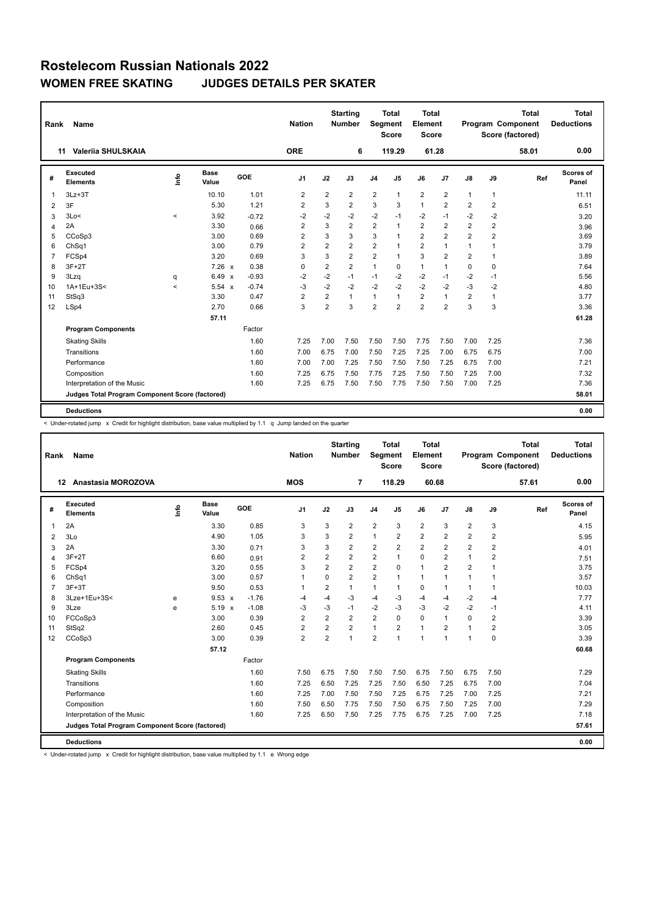# Rostelecom Russian Nationals 2022

## WOMEN FREE SKATING JUDGES DETAILS PER SKATER

| Rank | Name | Nation | Starting Number | Total Segment Score | Total Element Score | Total Program Component Score (factored) | Total Deductions |
|---|---|---|---|---|---|---|---|
| 11 | Valeriia SHULSKAIA | ORE | 6 | 119.29 | 61.28 | 58.01 | 0.00 |

| # | Executed Elements | Info | Base Value | | GOE | J1 | J2 | J3 | J4 | J5 | J6 | J7 | J8 | J9 | Ref | Scores of Panel |
|---|---|---|---|---|---|---|---|---|---|---|---|---|---|---|---|---|
| 1 | 3Lz+3T | | 10.10 | | 1.01 | 2 | 2 | 2 | 2 | 1 | 2 | 2 | 1 | 1 | | 11.11 |
| 2 | 3F | | 5.30 | | 1.21 | 2 | 3 | 2 | 3 | 3 | 1 | 2 | 2 | 2 | | 6.51 |
| 3 | 3Lo< | < | 3.92 | | -0.72 | -2 | -2 | -2 | -2 | -1 | -2 | -1 | -2 | -2 | | 3.20 |
| 4 | 2A | | 3.30 | | 0.66 | 2 | 3 | 2 | 2 | 1 | 2 | 2 | 2 | 2 | | 3.96 |
| 5 | CCoSp3 | | 3.00 | | 0.69 | 2 | 3 | 3 | 3 | 1 | 2 | 2 | 2 | 2 | | 3.69 |
| 6 | ChSq1 | | 3.00 | | 0.79 | 2 | 2 | 2 | 2 | 1 | 2 | 1 | 1 | 1 | | 3.79 |
| 7 | FCSp4 | | 3.20 | | 0.69 | 3 | 3 | 2 | 2 | 1 | 3 | 2 | 2 | 1 | | 3.89 |
| 8 | 3F+2T | | 7.26 | x | 0.38 | 0 | 2 | 2 | 1 | 0 | 1 | 1 | 0 | 0 | | 7.64 |
| 9 | 3Lzq | q | 6.49 | x | -0.93 | -2 | -2 | -1 | -1 | -2 | -2 | -1 | -2 | -1 | | 5.56 |
| 10 | 1A+1Eu+3S< | < | 5.54 | x | -0.74 | -3 | -2 | -2 | -2 | -2 | -2 | -2 | -3 | -2 | | 4.80 |
| 11 | StSq3 | | 3.30 | | 0.47 | 2 | 2 | 1 | 1 | 1 | 2 | 1 | 2 | 1 | | 3.77 |
| 12 | LSp4 | | 2.70 | | 0.66 | 3 | 2 | 3 | 2 | 2 | 2 | 2 | 3 | 3 | | 3.36 |
| | | | 57.11 | | | | | | | | | | | | | 61.28 |

| Program Components | Factor | J1 | J2 | J3 | J4 | J5 | J6 | J7 | J8 | J9 | Ref | Scores of Panel |
|---|---|---|---|---|---|---|---|---|---|---|---|---|
| Skating Skills | 1.60 | 7.25 | 7.00 | 7.50 | 7.50 | 7.50 | 7.75 | 7.50 | 7.00 | 7.25 | | 7.36 |
| Transitions | 1.60 | 7.00 | 6.75 | 7.00 | 7.50 | 7.25 | 7.25 | 7.00 | 6.75 | 6.75 | | 7.00 |
| Performance | 1.60 | 7.00 | 7.00 | 7.25 | 7.50 | 7.50 | 7.50 | 7.25 | 6.75 | 7.00 | | 7.21 |
| Composition | 1.60 | 7.25 | 6.75 | 7.50 | 7.75 | 7.25 | 7.50 | 7.50 | 7.25 | 7.00 | | 7.32 |
| Interpretation of the Music | 1.60 | 7.25 | 6.75 | 7.50 | 7.50 | 7.75 | 7.50 | 7.50 | 7.00 | 7.25 | | 7.36 |
| Judges Total Program Component Score (factored) | | | | | | | | | | | | 58.01 |
| **Deductions** | | | | | | | | | | | | 0.00 |

< Under-rotated jump x Credit for highlight distribution, base value multiplied by 1.1 q Jump landed on the quarter

| Rank | Name | Nation | Starting Number | Total Segment Score | Total Element Score | Total Program Component Score (factored) | Total Deductions |
|---|---|---|---|---|---|---|---|
| 12 | Anastasia MOROZOVA | MOS | 7 | 118.29 | 60.68 | 57.61 | 0.00 |

| # | Executed Elements | Info | Base Value | | GOE | J1 | J2 | J3 | J4 | J5 | J6 | J7 | J8 | J9 | Ref | Scores of Panel |
|---|---|---|---|---|---|---|---|---|---|---|---|---|---|---|---|---|
| 1 | 2A | | 3.30 | | 0.85 | 3 | 3 | 2 | 2 | 3 | 2 | 3 | 2 | 3 | | 4.15 |
| 2 | 3Lo | | 4.90 | | 1.05 | 3 | 3 | 2 | 1 | 2 | 2 | 2 | 2 | 2 | | 5.95 |
| 3 | 2A | | 3.30 | | 0.71 | 3 | 3 | 2 | 2 | 2 | 2 | 2 | 2 | 2 | | 4.01 |
| 4 | 3F+2T | | 6.60 | | 0.91 | 2 | 2 | 2 | 2 | 1 | 0 | 2 | 1 | 2 | | 7.51 |
| 5 | FCSp4 | | 3.20 | | 0.55 | 3 | 2 | 2 | 2 | 0 | 1 | 2 | 2 | 1 | | 3.75 |
| 6 | ChSq1 | | 3.00 | | 0.57 | 1 | 0 | 2 | 2 | 1 | 1 | 1 | 1 | 1 | | 3.57 |
| 7 | 3F+3T | | 9.50 | | 0.53 | 1 | 2 | 1 | 1 | 1 | 0 | 1 | 1 | 1 | | 10.03 |
| 8 | 3Lze+1Eu+3S< | e | 9.53 | x | -1.76 | -4 | -4 | -3 | -4 | -3 | -4 | -4 | -2 | -4 | | 7.77 |
| 9 | 3Lze | e | 5.19 | x | -1.08 | -3 | -3 | -1 | -2 | -3 | -3 | -2 | -2 | -1 | | 4.11 |
| 10 | FCCoSp3 | | 3.00 | | 0.39 | 2 | 2 | 2 | 2 | 0 | 0 | 1 | 0 | 2 | | 3.39 |
| 11 | StSq2 | | 2.60 | | 0.45 | 2 | 2 | 2 | 1 | 2 | 1 | 2 | 1 | 2 | | 3.05 |
| 12 | CCoSp3 | | 3.00 | | 0.39 | 2 | 2 | 1 | 2 | 1 | 1 | 1 | 1 | 0 | | 3.39 |
| | | | 57.12 | | | | | | | | | | | | | 60.68 |

| Program Components | Factor | J1 | J2 | J3 | J4 | J5 | J6 | J7 | J8 | J9 | Ref | Scores of Panel |
|---|---|---|---|---|---|---|---|---|---|---|---|---|
| Skating Skills | 1.60 | 7.50 | 6.75 | 7.50 | 7.50 | 7.50 | 6.75 | 7.50 | 6.75 | 7.50 | | 7.29 |
| Transitions | 1.60 | 7.25 | 6.50 | 7.25 | 7.25 | 7.50 | 6.50 | 7.25 | 6.75 | 7.00 | | 7.04 |
| Performance | 1.60 | 7.25 | 7.00 | 7.50 | 7.50 | 7.25 | 6.75 | 7.25 | 7.00 | 7.25 | | 7.21 |
| Composition | 1.60 | 7.50 | 6.50 | 7.75 | 7.50 | 7.50 | 6.75 | 7.50 | 7.25 | 7.00 | | 7.29 |
| Interpretation of the Music | 1.60 | 7.25 | 6.50 | 7.50 | 7.25 | 7.75 | 6.75 | 7.25 | 7.00 | 7.25 | | 7.18 |
| Judges Total Program Component Score (factored) | | | | | | | | | | | | 57.61 |
| **Deductions** | | | | | | | | | | | | 0.00 |

< Under-rotated jump x Credit for highlight distribution, base value multiplied by 1.1 e Wrong edge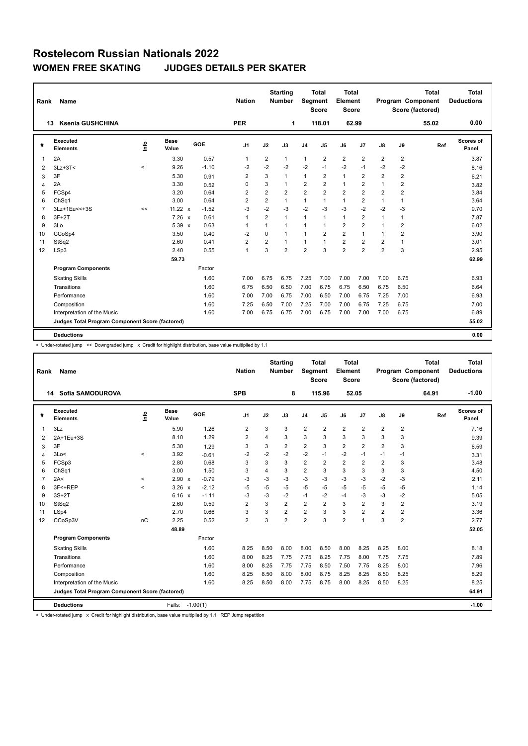# Rostelecom Russian Nationals 2022

## WOMEN FREE SKATING JUDGES DETAILS PER SKATER

| Rank | Name | Nation | Starting Number | Total Segment Score | Total Element Score | Total Program Component Score (factored) | Total Deductions |
|---|---|---|---|---|---|---|---|
| 13 | Ksenia GUSHCHINA | PER | 1 | 118.01 | 62.99 | 55.02 | 0.00 |

| # | Executed Elements | Info | Base Value | | GOE | J1 | J2 | J3 | J4 | J5 | J6 | J7 | J8 | J9 | Ref | Scores of Panel |
|---|---|---|---|---|---|---|---|---|---|---|---|---|---|---|---|---|
| 1 | 2A | | 3.30 | | 0.57 | 1 | 2 | 1 | 1 | 2 | 2 | 2 | 2 | 2 | | 3.87 |
| 2 | 3Lz+3T< | < | 9.26 | | -1.10 | -2 | -2 | -2 | -2 | -1 | -2 | -1 | -2 | -2 | | 8.16 |
| 3 | 3F | | 5.30 | | 0.91 | 2 | 3 | 1 | 1 | 2 | 1 | 2 | 2 | 2 | | 6.21 |
| 4 | 2A | | 3.30 | | 0.52 | 0 | 3 | 1 | 2 | 2 | 1 | 2 | 1 | 2 | | 3.82 |
| 5 | FCSp4 | | 3.20 | | 0.64 | 2 | 2 | 2 | 2 | 2 | 2 | 2 | 2 | 2 | | 3.84 |
| 6 | ChSq1 | | 3.00 | | 0.64 | 2 | 2 | 1 | 1 | 1 | 1 | 2 | 1 | 1 | | 3.64 |
| 7 | 3Lz+1Eu<<+3S | << | 11.22 | x | -1.52 | -3 | -2 | -3 | -2 | -3 | -3 | -2 | -2 | -3 | | 9.70 |
| 8 | 3F+2T | | 7.26 | x | 0.61 | 1 | 2 | 1 | 1 | 1 | 1 | 2 | 1 | 1 | | 7.87 |
| 9 | 3Lo | | 5.39 | x | 0.63 | 1 | 1 | 1 | 1 | 1 | 2 | 2 | 1 | 2 | | 6.02 |
| 10 | CCoSp4 | | 3.50 | | 0.40 | -2 | 0 | 1 | 1 | 2 | 2 | 1 | 1 | 2 | | 3.90 |
| 11 | StSq2 | | 2.60 | | 0.41 | 2 | 2 | 1 | 1 | 1 | 2 | 2 | 2 | 1 | | 3.01 |
| 12 | LSp3 | | 2.40 | | 0.55 | 1 | 3 | 2 | 2 | 3 | 2 | 2 | 2 | 3 | | 2.95 |
| | | | 59.73 | | | | | | | | | | | | | 62.99 |
| | **Program Components** | | | | Factor | | | | | | | | | | | |
| | Skating Skills | | | | 1.60 | 7.00 | 6.75 | 6.75 | 7.25 | 7.00 | 7.00 | 7.00 | 7.00 | 6.75 | | 6.93 |
| | Transitions | | | | 1.60 | 6.75 | 6.50 | 6.50 | 7.00 | 6.75 | 6.75 | 6.50 | 6.75 | 6.50 | | 6.64 |
| | Performance | | | | 1.60 | 7.00 | 7.00 | 6.75 | 7.00 | 6.50 | 7.00 | 6.75 | 7.25 | 7.00 | | 6.93 |
| | Composition | | | | 1.60 | 7.25 | 6.50 | 7.00 | 7.25 | 7.00 | 7.00 | 6.75 | 7.25 | 6.75 | | 7.00 |
| | Interpretation of the Music | | | | 1.60 | 7.00 | 6.75 | 6.75 | 7.00 | 6.75 | 7.00 | 7.00 | 7.00 | 6.75 | | 6.89 |
| | **Judges Total Program Component Score (factored)** | | | | | | | | | | | | | | | 55.02 |
| | **Deductions** | | | | | | | | | | | | | | | 0.00 |

< Under-rotated jump << Downgraded jump x Credit for highlight distribution, base value multiplied by 1.1

| Rank | Name | Nation | Starting Number | Total Segment Score | Total Element Score | Total Program Component Score (factored) | Total Deductions |
|---|---|---|---|---|---|---|---|
| 14 | Sofia SAMODUROVA | SPB | 8 | 115.96 | 52.05 | 64.91 | -1.00 |

| # | Executed Elements | Info | Base Value | | GOE | J1 | J2 | J3 | J4 | J5 | J6 | J7 | J8 | J9 | Ref | Scores of Panel |
|---|---|---|---|---|---|---|---|---|---|---|---|---|---|---|---|---|
| 1 | 3Lz | | 5.90 | | 1.26 | 2 | 3 | 3 | 2 | 2 | 2 | 2 | 2 | 2 | | 7.16 |
| 2 | 2A+1Eu+3S | | 8.10 | | 1.29 | 2 | 4 | 3 | 3 | 3 | 3 | 3 | 3 | 3 | | 9.39 |
| 3 | 3F | | 5.30 | | 1.29 | 3 | 3 | 2 | 2 | 3 | 2 | 2 | 2 | 3 | | 6.59 |
| 4 | 3Lo< | < | 3.92 | | -0.61 | -2 | -2 | -2 | -2 | -1 | -2 | -1 | -1 | -1 | | 3.31 |
| 5 | FCSp3 | | 2.80 | | 0.68 | 3 | 3 | 3 | 2 | 2 | 2 | 2 | 2 | 3 | | 3.48 |
| 6 | ChSq1 | | 3.00 | | 1.50 | 3 | 4 | 3 | 2 | 3 | 3 | 3 | 3 | 3 | | 4.50 |
| 7 | 2A< | < | 2.90 | x | -0.79 | -3 | -3 | -3 | -3 | -3 | -3 | -3 | -2 | -3 | | 2.11 |
| 8 | 3F<+REP | < | 3.26 | x | -2.12 | -5 | -5 | -5 | -5 | -5 | -5 | -5 | -5 | -5 | | 1.14 |
| 9 | 3S+2T | | 6.16 | x | -1.11 | -3 | -3 | -2 | -1 | -2 | -4 | -3 | -3 | -2 | | 5.05 |
| 10 | StSq2 | | 2.60 | | 0.59 | 2 | 3 | 2 | 2 | 2 | 3 | 2 | 3 | 2 | | 3.19 |
| 11 | LSp4 | | 2.70 | | 0.66 | 3 | 3 | 2 | 2 | 3 | 3 | 2 | 2 | 2 | | 3.36 |
| 12 | CCoSp3V | nC | 2.25 | | 0.52 | 2 | 3 | 2 | 2 | 3 | 2 | 1 | 3 | 2 | | 2.77 |
| | | | 48.89 | | | | | | | | | | | | | 52.05 |
| | **Program Components** | | | | Factor | | | | | | | | | | | |
| | Skating Skills | | | | 1.60 | 8.25 | 8.50 | 8.00 | 8.00 | 8.50 | 8.00 | 8.25 | 8.25 | 8.00 | | 8.18 |
| | Transitions | | | | 1.60 | 8.00 | 8.25 | 7.75 | 7.75 | 8.25 | 7.75 | 8.00 | 7.75 | 7.75 | | 7.89 |
| | Performance | | | | 1.60 | 8.00 | 8.25 | 7.75 | 7.75 | 8.50 | 7.50 | 7.75 | 8.25 | 8.00 | | 7.96 |
| | Composition | | | | 1.60 | 8.25 | 8.50 | 8.00 | 8.00 | 8.75 | 8.25 | 8.25 | 8.50 | 8.25 | | 8.29 |
| | Interpretation of the Music | | | | 1.60 | 8.25 | 8.50 | 8.00 | 7.75 | 8.75 | 8.00 | 8.25 | 8.50 | 8.25 | | 8.25 |
| | **Judges Total Program Component Score (factored)** | | | | | | | | | | | | | | | 64.91 |
| | **Deductions** | | Falls: | | -1.00(1) | | | | | | | | | | | -1.00 |

< Under-rotated jump x Credit for highlight distribution, base value multiplied by 1.1 REP Jump repetition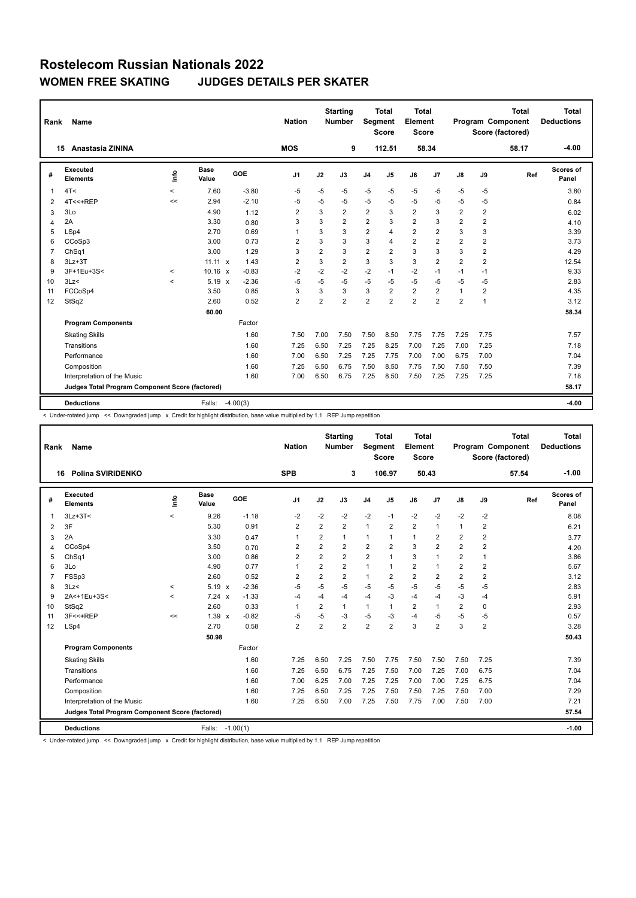# Rostelecom Russian Nationals 2022

## WOMEN FREE SKATING JUDGES DETAILS PER SKATER

| Rank | Name | Nation | Starting Number | Total Segment Score | Total Element Score | Total Program Component Score (factored) | Total Deductions |
|---|---|---|---|---|---|---|---|
| 15 | Anastasia ZININA | MOS | 9 | 112.51 | 58.34 | 58.17 | -4.00 |

| # | Executed Elements | Info | Base Value | | GOE | J1 | J2 | J3 | J4 | J5 | J6 | J7 | J8 | J9 | Ref | Scores of Panel |
|---|---|---|---|---|---|---|---|---|---|---|---|---|---|---|---|---|
| 1 | 4T< | < | 7.60 | | -3.80 | -5 | -5 | -5 | -5 | -5 | -5 | -5 | -5 | -5 | | 3.80 |
| 2 | 4T<<+REP | << | 2.94 | | -2.10 | -5 | -5 | -5 | -5 | -5 | -5 | -5 | -5 | -5 | | 0.84 |
| 3 | 3Lo | | 4.90 | | 1.12 | 2 | 3 | 2 | 2 | 3 | 2 | 3 | 2 | 2 | | 6.02 |
| 4 | 2A | | 3.30 | | 0.80 | 3 | 3 | 2 | 2 | 3 | 2 | 3 | 2 | 2 | | 4.10 |
| 5 | LSp4 | | 2.70 | | 0.69 | 1 | 3 | 3 | 2 | 4 | 2 | 2 | 3 | 3 | | 3.39 |
| 6 | CCoSp3 | | 3.00 | | 0.73 | 2 | 3 | 3 | 3 | 4 | 2 | 2 | 2 | 2 | | 3.73 |
| 7 | ChSq1 | | 3.00 | | 1.29 | 3 | 2 | 3 | 2 | 2 | 3 | 3 | 3 | 2 | | 4.29 |
| 8 | 3Lz+3T | | 11.11 | x | 1.43 | 2 | 3 | 2 | 3 | 3 | 3 | 2 | 2 | 2 | | 12.54 |
| 9 | 3F+1Eu+3S< | < | 10.16 | x | -0.83 | -2 | -2 | -2 | -2 | -1 | -2 | -1 | -1 | -1 | | 9.33 |
| 10 | 3Lz< | < | 5.19 | x | -2.36 | -5 | -5 | -5 | -5 | -5 | -5 | -5 | -5 | -5 | | 2.83 |
| 11 | FCCoSp4 | | 3.50 | | 0.85 | 3 | 3 | 3 | 3 | 2 | 2 | 2 | 1 | 2 | | 4.35 |
| 12 | StSq2 | | 2.60 | | 0.52 | 2 | 2 | 2 | 2 | 2 | 2 | 2 | 2 | 1 | | 3.12 |
| | | | 60.00 | | | | | | | | | | | | | 58.34 |
| | **Program Components** | | | | Factor | | | | | | | | | | | |
| | Skating Skills | | | | 1.60 | 7.50 | 7.00 | 7.50 | 7.50 | 8.50 | 7.75 | 7.75 | 7.25 | 7.75 | | 7.57 |
| | Transitions | | | | 1.60 | 7.25 | 6.50 | 7.25 | 7.25 | 8.25 | 7.00 | 7.25 | 7.00 | 7.25 | | 7.18 |
| | Performance | | | | 1.60 | 7.00 | 6.50 | 7.25 | 7.25 | 7.75 | 7.00 | 7.00 | 6.75 | 7.00 | | 7.04 |
| | Composition | | | | 1.60 | 7.25 | 6.50 | 6.75 | 7.50 | 8.50 | 7.75 | 7.50 | 7.50 | 7.50 | | 7.39 |
| | Interpretation of the Music | | | | 1.60 | 7.00 | 6.50 | 6.75 | 7.25 | 8.50 | 7.50 | 7.25 | 7.25 | 7.25 | | 7.18 |
| | **Judges Total Program Component Score (factored)** | | | | | | | | | | | | | | | 58.17 |
| | **Deductions** | | Falls: | | -4.00(3) | | | | | | | | | | | -4.00 |

< Under-rotated jump << Downgraded jump x Credit for highlight distribution, base value multiplied by 1.1 REP Jump repetition

| Rank | Name | Nation | Starting Number | Total Segment Score | Total Element Score | Total Program Component Score (factored) | Total Deductions |
|---|---|---|---|---|---|---|---|
| 16 | Polina SVIRIDENKO | SPB | 3 | 106.97 | 50.43 | 57.54 | -1.00 |

| # | Executed Elements | Info | Base Value | | GOE | J1 | J2 | J3 | J4 | J5 | J6 | J7 | J8 | J9 | Ref | Scores of Panel |
|---|---|---|---|---|---|---|---|---|---|---|---|---|---|---|---|---|
| 1 | 3Lz+3T< | < | 9.26 | | -1.18 | -2 | -2 | -2 | -2 | -1 | -2 | -2 | -2 | -2 | | 8.08 |
| 2 | 3F | | 5.30 | | 0.91 | 2 | 2 | 2 | 1 | 2 | 2 | 1 | 1 | 2 | | 6.21 |
| 3 | 2A | | 3.30 | | 0.47 | 1 | 2 | 1 | 1 | 1 | 1 | 2 | 2 | 2 | | 3.77 |
| 4 | CCoSp4 | | 3.50 | | 0.70 | 2 | 2 | 2 | 2 | 2 | 3 | 2 | 2 | 2 | | 4.20 |
| 5 | ChSq1 | | 3.00 | | 0.86 | 2 | 2 | 2 | 2 | 1 | 3 | 1 | 2 | 1 | | 3.86 |
| 6 | 3Lo | | 4.90 | | 0.77 | 1 | 2 | 2 | 1 | 1 | 2 | 1 | 2 | 2 | | 5.67 |
| 7 | FSSp3 | | 2.60 | | 0.52 | 2 | 2 | 2 | 1 | 2 | 2 | 2 | 2 | 2 | | 3.12 |
| 8 | 3Lz< | < | 5.19 | x | -2.36 | -5 | -5 | -5 | -5 | -5 | -5 | -5 | -5 | -5 | | 2.83 |
| 9 | 2A<+1Eu+3S< | < | 7.24 | x | -1.33 | -4 | -4 | -4 | -4 | -3 | -4 | -4 | -3 | -4 | | 5.91 |
| 10 | StSq2 | | 2.60 | | 0.33 | 1 | 2 | 1 | 1 | 1 | 2 | 1 | 2 | 0 | | 2.93 |
| 11 | 3F<<+REP | << | 1.39 | x | -0.82 | -5 | -5 | -3 | -5 | -3 | -4 | -5 | -5 | -5 | | 0.57 |
| 12 | LSp4 | | 2.70 | | 0.58 | 2 | 2 | 2 | 2 | 2 | 3 | 2 | 3 | 2 | | 3.28 |
| | | | 50.98 | | | | | | | | | | | | | 50.43 |
| | **Program Components** | | | | Factor | | | | | | | | | | | |
| | Skating Skills | | | | 1.60 | 7.25 | 6.50 | 7.25 | 7.50 | 7.75 | 7.50 | 7.50 | 7.50 | 7.25 | | 7.39 |
| | Transitions | | | | 1.60 | 7.25 | 6.50 | 6.75 | 7.25 | 7.50 | 7.00 | 7.25 | 7.00 | 6.75 | | 7.04 |
| | Performance | | | | 1.60 | 7.00 | 6.25 | 7.00 | 7.25 | 7.25 | 7.00 | 7.00 | 7.25 | 6.75 | | 7.04 |
| | Composition | | | | 1.60 | 7.25 | 6.50 | 7.25 | 7.25 | 7.50 | 7.50 | 7.25 | 7.50 | 7.00 | | 7.29 |
| | Interpretation of the Music | | | | 1.60 | 7.25 | 6.50 | 7.00 | 7.25 | 7.50 | 7.75 | 7.00 | 7.50 | 7.00 | | 7.21 |
| | **Judges Total Program Component Score (factored)** | | | | | | | | | | | | | | | 57.54 |
| | **Deductions** | | Falls: | | -1.00(1) | | | | | | | | | | | -1.00 |

< Under-rotated jump << Downgraded jump x Credit for highlight distribution, base value multiplied by 1.1 REP Jump repetition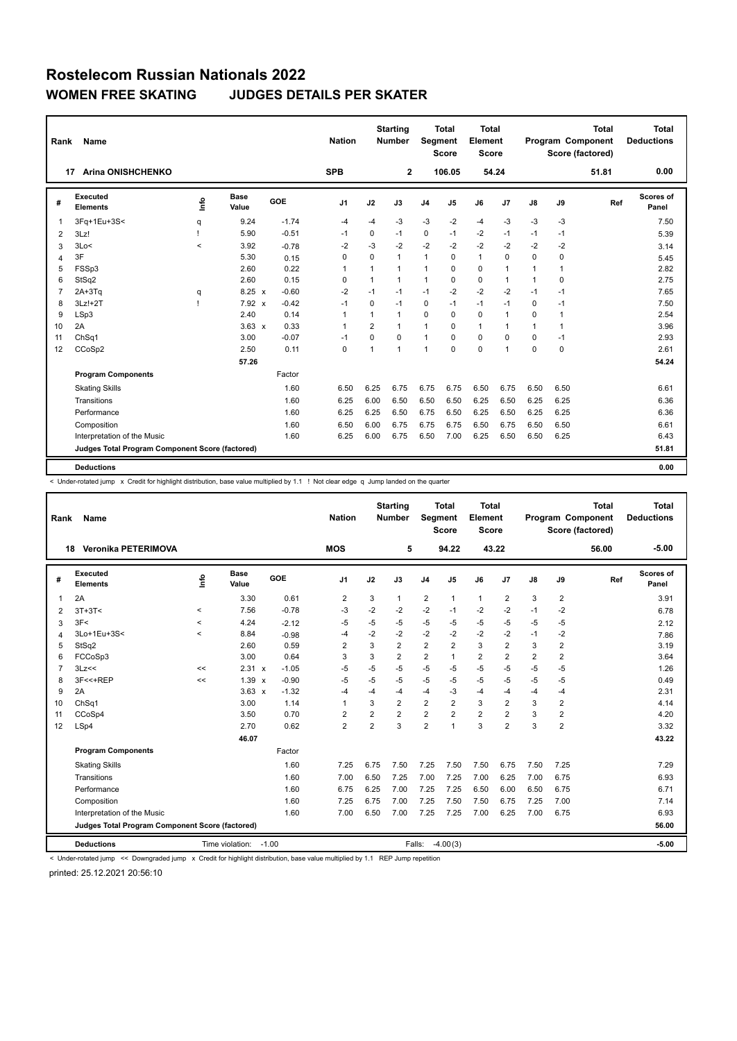# Rostelecom Russian Nationals 2022

## WOMEN FREE SKATING JUDGES DETAILS PER SKATER

| Rank | Name | Nation | Starting Number | Total Segment Score | Total Element Score | Total Program Component Score (factored) | Total Deductions |
|---|---|---|---|---|---|---|---|
| 17 | Arina ONISHCHENKO | SPB | 2 | 106.05 | 54.24 | 51.81 | 0.00 |

| # | Executed Elements | Info | Base Value | | GOE | J1 | J2 | J3 | J4 | J5 | J6 | J7 | J8 | J9 | Ref | Scores of Panel |
|---|---|---|---|---|---|---|---|---|---|---|---|---|---|---|---|---|
| 1 | 3Fq+1Eu+3S< | q | 9.24 | | -1.74 | -4 | -4 | -3 | -3 | -2 | -4 | -3 | -3 | -3 | | 7.50 |
| 2 | 3Lz! | ! | 5.90 | | -0.51 | -1 | 0 | -1 | 0 | -1 | -2 | -1 | -1 | -1 | | 5.39 |
| 3 | 3Lo< | < | 3.92 | | -0.78 | -2 | -3 | -2 | -2 | -2 | -2 | -2 | -2 | -2 | | 3.14 |
| 4 | 3F | | 5.30 | | 0.15 | 0 | 0 | 1 | 1 | 0 | 1 | 0 | 0 | 0 | | 5.45 |
| 5 | FSSp3 | | 2.60 | | 0.22 | 1 | 1 | 1 | 1 | 0 | 0 | 1 | 1 | 1 | | 2.82 |
| 6 | StSq2 | | 2.60 | | 0.15 | 0 | 1 | 1 | 1 | 0 | 0 | 1 | 1 | 0 | | 2.75 |
| 7 | 2A+3Tq | q | 8.25 | x | -0.60 | -2 | -1 | -1 | -1 | -2 | -2 | -2 | -1 | -1 | | 7.65 |
| 8 | 3Lz!+2T | ! | 7.92 | x | -0.42 | -1 | 0 | -1 | 0 | -1 | -1 | -1 | 0 | -1 | | 7.50 |
| 9 | LSp3 | | 2.40 | | 0.14 | 1 | 1 | 1 | 0 | 0 | 0 | 1 | 0 | 1 | | 2.54 |
| 10 | 2A | | 3.63 | x | 0.33 | 1 | 2 | 1 | 1 | 0 | 1 | 1 | 1 | 1 | | 3.96 |
| 11 | ChSq1 | | 3.00 | | -0.07 | -1 | 0 | 0 | 1 | 0 | 0 | 0 | 0 | -1 | | 2.93 |
| 12 | CCoSp2 | | 2.50 | | 0.11 | 0 | 1 | 1 | 1 | 0 | 0 | 1 | 0 | 0 | | 2.61 |
| | | | 57.26 | | | | | | | | | | | | | 54.24 |
| | **Program Components** | | | | Factor | | | | | | | | | | | |
| | Skating Skills | | | | 1.60 | 6.50 | 6.25 | 6.75 | 6.75 | 6.75 | 6.50 | 6.75 | 6.50 | 6.50 | | 6.61 |
| | Transitions | | | | 1.60 | 6.25 | 6.00 | 6.50 | 6.50 | 6.50 | 6.25 | 6.50 | 6.25 | 6.25 | | 6.36 |
| | Performance | | | | 1.60 | 6.25 | 6.25 | 6.50 | 6.75 | 6.50 | 6.25 | 6.50 | 6.25 | 6.25 | | 6.36 |
| | Composition | | | | 1.60 | 6.50 | 6.00 | 6.75 | 6.75 | 6.75 | 6.50 | 6.75 | 6.50 | 6.50 | | 6.61 |
| | Interpretation of the Music | | | | 1.60 | 6.25 | 6.00 | 6.75 | 6.50 | 7.00 | 6.25 | 6.50 | 6.50 | 6.25 | | 6.43 |
| | **Judges Total Program Component Score (factored)** | | | | | | | | | | | | | | | 51.81 |
| | **Deductions** | | | | | | | | | | | | | | | 0.00 |

< Under-rotated jump x Credit for highlight distribution, base value multiplied by 1.1 ! Not clear edge q Jump landed on the quarter

| Rank | Name | Nation | Starting Number | Total Segment Score | Total Element Score | Total Program Component Score (factored) | Total Deductions |
|---|---|---|---|---|---|---|---|
| 18 | Veronika PETERIMOVA | MOS | 5 | 94.22 | 43.22 | 56.00 | -5.00 |

| # | Executed Elements | Info | Base Value | | GOE | J1 | J2 | J3 | J4 | J5 | J6 | J7 | J8 | J9 | Ref | Scores of Panel |
|---|---|---|---|---|---|---|---|---|---|---|---|---|---|---|---|---|
| 1 | 2A | | 3.30 | | 0.61 | 2 | 3 | 1 | 2 | 1 | 1 | 2 | 3 | 2 | | 3.91 |
| 2 | 3T+3T< | < | 7.56 | | -0.78 | -3 | -2 | -2 | -2 | -1 | -2 | -2 | -1 | -2 | | 6.78 |
| 3 | 3F< | < | 4.24 | | -2.12 | -5 | -5 | -5 | -5 | -5 | -5 | -5 | -5 | -5 | | 2.12 |
| 4 | 3Lo+1Eu+3S< | < | 8.84 | | -0.98 | -4 | -2 | -2 | -2 | -2 | -2 | -2 | -1 | -2 | | 7.86 |
| 5 | StSq2 | | 2.60 | | 0.59 | 2 | 3 | 2 | 2 | 2 | 3 | 2 | 3 | 2 | | 3.19 |
| 6 | FCCoSp3 | | 3.00 | | 0.64 | 3 | 3 | 2 | 2 | 1 | 2 | 2 | 2 | 2 | | 3.64 |
| 7 | 3Lz<< | << | 2.31 | x | -1.05 | -5 | -5 | -5 | -5 | -5 | -5 | -5 | -5 | -5 | | 1.26 |
| 8 | 3F<<+REP | << | 1.39 | x | -0.90 | -5 | -5 | -5 | -5 | -5 | -5 | -5 | -5 | -5 | | 0.49 |
| 9 | 2A | | 3.63 | x | -1.32 | -4 | -4 | -4 | -4 | -3 | -4 | -4 | -4 | -4 | | 2.31 |
| 10 | ChSq1 | | 3.00 | | 1.14 | 1 | 3 | 2 | 2 | 2 | 3 | 2 | 3 | 2 | | 4.14 |
| 11 | CCoSp4 | | 3.50 | | 0.70 | 2 | 2 | 2 | 2 | 2 | 2 | 2 | 3 | 2 | | 4.20 |
| 12 | LSp4 | | 2.70 | | 0.62 | 2 | 2 | 3 | 2 | 1 | 3 | 2 | 3 | 2 | | 3.32 |
| | | | 46.07 | | | | | | | | | | | | | 43.22 |
| | **Program Components** | | | | Factor | | | | | | | | | | | |
| | Skating Skills | | | | 1.60 | 7.25 | 6.75 | 7.50 | 7.25 | 7.50 | 7.50 | 6.75 | 7.50 | 7.25 | | 7.29 |
| | Transitions | | | | 1.60 | 7.00 | 6.50 | 7.25 | 7.00 | 7.25 | 7.00 | 6.25 | 7.00 | 6.75 | | 6.93 |
| | Performance | | | | 1.60 | 6.75 | 6.25 | 7.00 | 7.25 | 7.25 | 6.50 | 6.00 | 6.50 | 6.75 | | 6.71 |
| | Composition | | | | 1.60 | 7.25 | 6.75 | 7.00 | 7.25 | 7.50 | 7.50 | 6.75 | 7.25 | 7.00 | | 7.14 |
| | Interpretation of the Music | | | | 1.60 | 7.00 | 6.50 | 7.00 | 7.25 | 7.25 | 7.00 | 6.25 | 7.00 | 6.75 | | 6.93 |
| | **Judges Total Program Component Score (factored)** | | | | | | | | | | | | | | | 56.00 |
| | **Deductions** | Time violation: | -1.00 | | | | | | Falls: | -4.00 (3) | | | | | | -5.00 |

< Under-rotated jump << Downgraded jump x Credit for highlight distribution, base value multiplied by 1.1 REP Jump repetition

printed: 25.12.2021 20:56:10